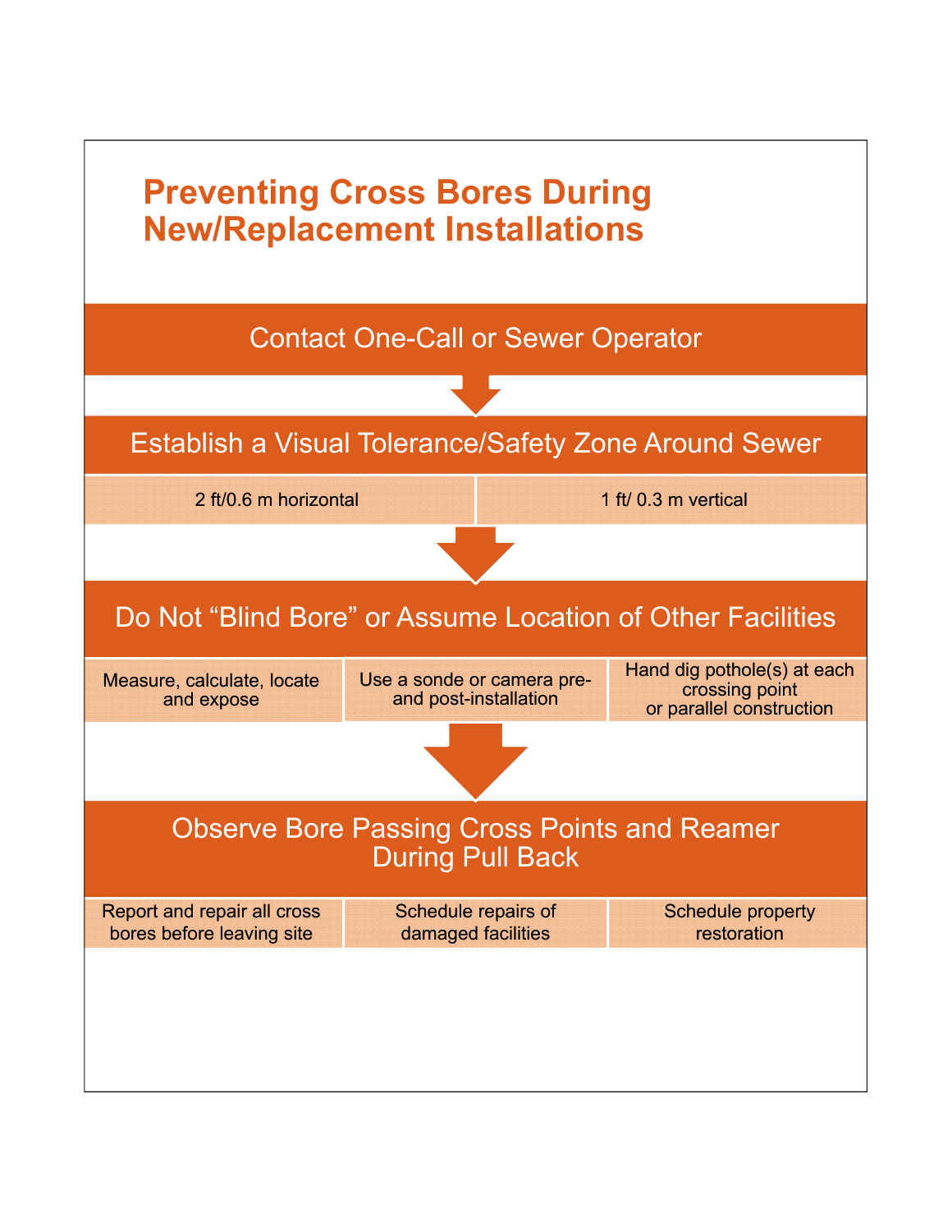# Preventing Cross Bores During New/Replacement Installations

## Contact One-Call or Sewer Operator

## Establish a Visual Tolerance/Safety Zone Around Sewer

| 2 ft/0.6 m horizontal | 1 ft/ 0.3 m vertical |
|---|---|

## Do Not "Blind Bore" or Assume Location of Other Facilities

| Measure, calculate, locate and expose | Use a sonde or camera pre- and post-installation | Hand dig pothole(s) at each crossing point or parallel construction |
|---|---|---|

## Observe Bore Passing Cross Points and Reamer During Pull Back

| Report and repair all cross bores before leaving site | Schedule repairs of damaged facilities | Schedule property restoration |
|---|---|---|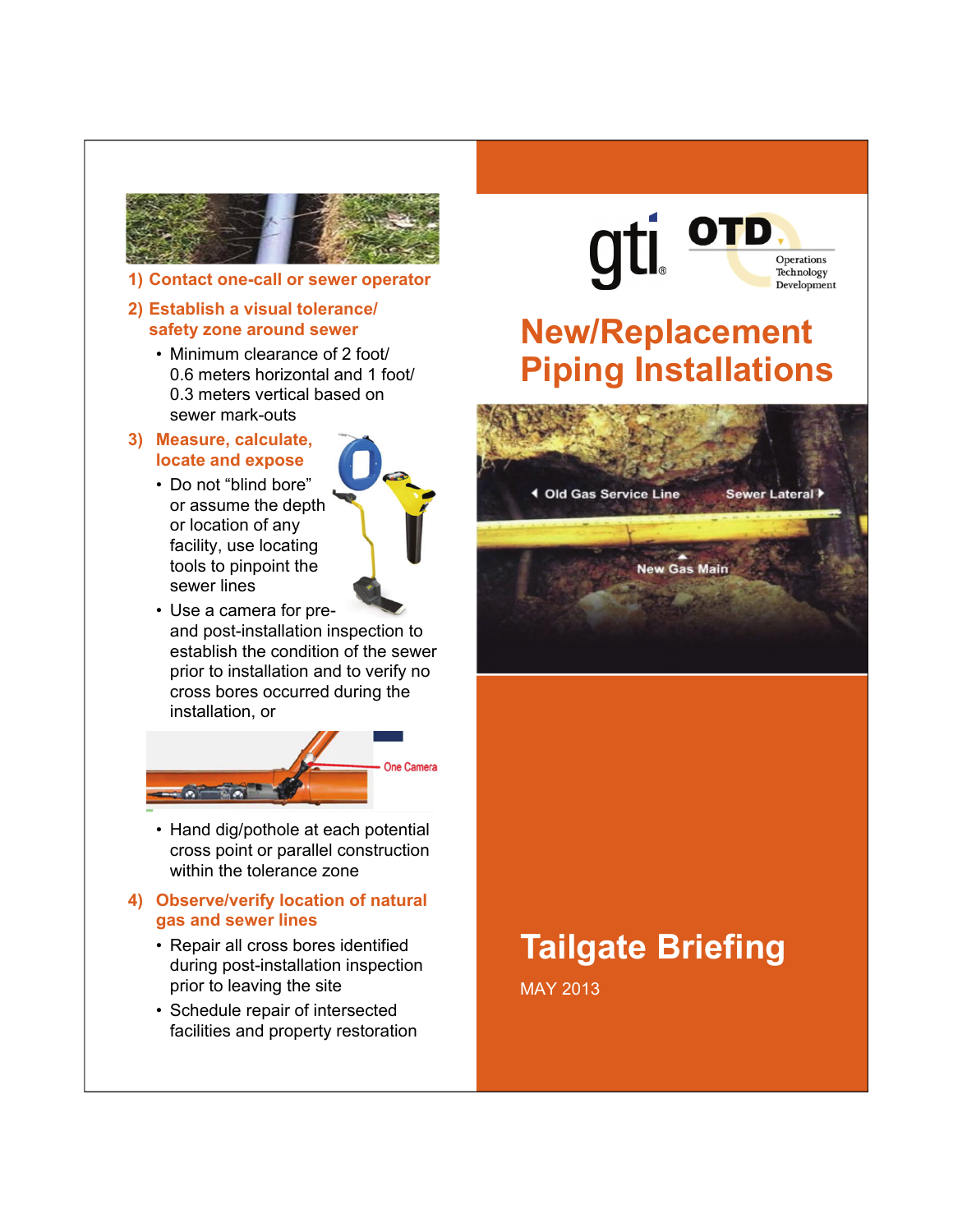1) **Contact one-call or sewer operator**

2) **Establish a visual tolerance/ safety zone around sewer**

- Minimum clearance of 2 foot/ 0.6 meters horizontal and 1 foot/ 0.3 meters vertical based on sewer mark-outs

3) **Measure, calculate, locate and expose**

- Do not "blind bore" or assume the depth or location of any facility, use locating tools to pinpoint the sewer lines
- Use a camera for pre- and post-installation inspection to establish the condition of the sewer prior to installation and to verify no cross bores occurred during the installation, or

One Camera

- Hand dig/pothole at each potential cross point or parallel construction within the tolerance zone

4) **Observe/verify location of natural gas and sewer lines**

- Repair all cross bores identified during post-installation inspection prior to leaving the site
- Schedule repair of intersected facilities and property restoration

gti®

OTD Operations Technology Development

# New/Replacement Piping Installations

Old Gas Service Line

Sewer Lateral

New Gas Main

## Tailgate Briefing

MAY 2013